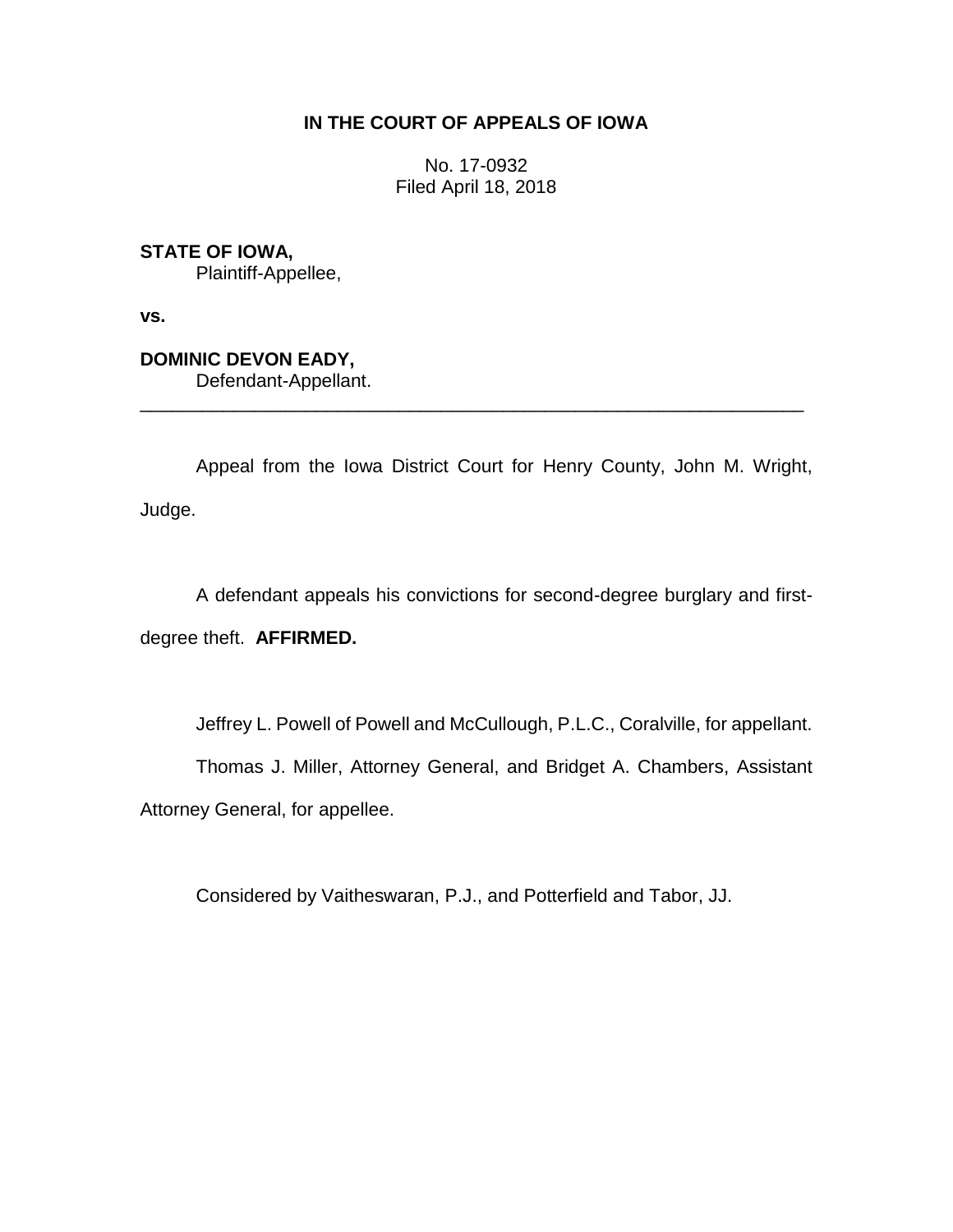**IN THE COURT OF APPEALS OF IOWA**

No. 17-0932
Filed April 18, 2018

**STATE OF IOWA,**
Plaintiff-Appellee,

**vs.**

**DOMINIC DEVON EADY,**
Defendant-Appellant.

---

Appeal from the Iowa District Court for Henry County, John M. Wright, Judge.

A defendant appeals his convictions for second-degree burglary and first-degree theft. **AFFIRMED.**

Jeffrey L. Powell of Powell and McCullough, P.L.C., Coralville, for appellant.

Thomas J. Miller, Attorney General, and Bridget A. Chambers, Assistant Attorney General, for appellee.

Considered by Vaitheswaran, P.J., and Potterfield and Tabor, JJ.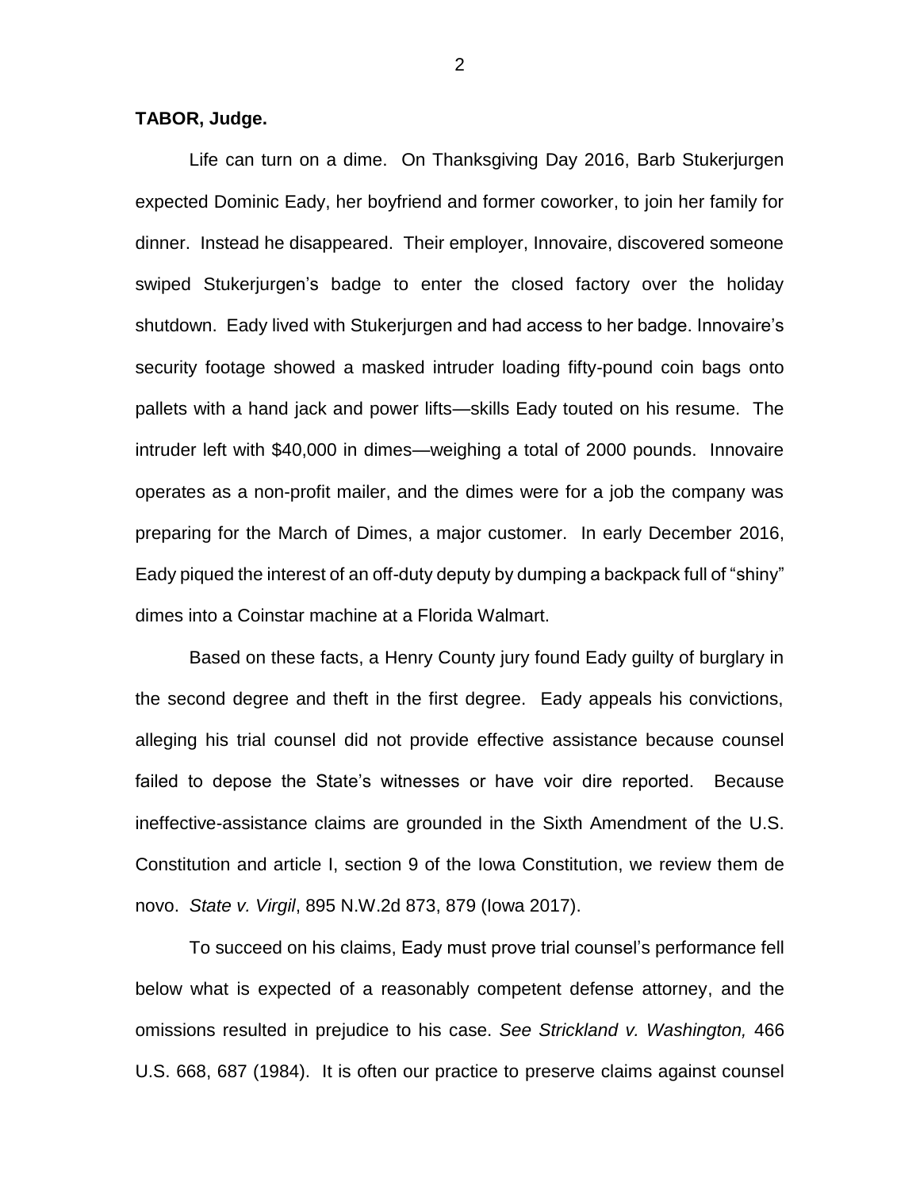**TABOR, Judge.**

Life can turn on a dime. On Thanksgiving Day 2016, Barb Stukerjurgen expected Dominic Eady, her boyfriend and former coworker, to join her family for dinner. Instead he disappeared. Their employer, Innovaire, discovered someone swiped Stukerjurgen's badge to enter the closed factory over the holiday shutdown. Eady lived with Stukerjurgen and had access to her badge. Innovaire's security footage showed a masked intruder loading fifty-pound coin bags onto pallets with a hand jack and power lifts—skills Eady touted on his resume. The intruder left with $40,000 in dimes—weighing a total of 2000 pounds. Innovaire operates as a non-profit mailer, and the dimes were for a job the company was preparing for the March of Dimes, a major customer. In early December 2016, Eady piqued the interest of an off-duty deputy by dumping a backpack full of "shiny" dimes into a Coinstar machine at a Florida Walmart.

Based on these facts, a Henry County jury found Eady guilty of burglary in the second degree and theft in the first degree. Eady appeals his convictions, alleging his trial counsel did not provide effective assistance because counsel failed to depose the State's witnesses or have voir dire reported. Because ineffective-assistance claims are grounded in the Sixth Amendment of the U.S. Constitution and article I, section 9 of the Iowa Constitution, we review them de novo. *State v. Virgil*, 895 N.W.2d 873, 879 (Iowa 2017).

To succeed on his claims, Eady must prove trial counsel's performance fell below what is expected of a reasonably competent defense attorney, and the omissions resulted in prejudice to his case. *See Strickland v. Washington,* 466 U.S. 668, 687 (1984). It is often our practice to preserve claims against counsel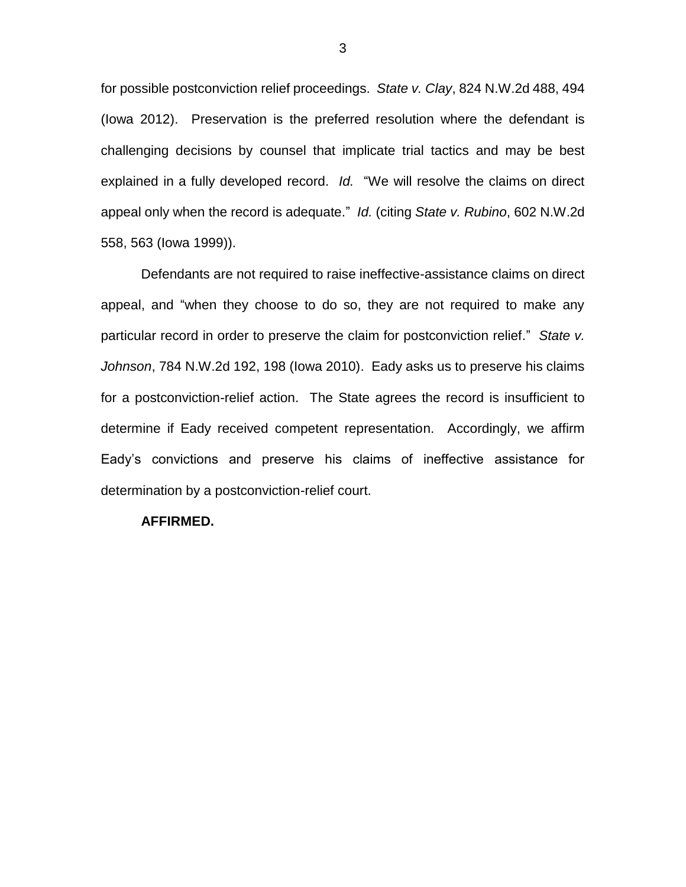for possible postconviction relief proceedings. *State v. Clay*, 824 N.W.2d 488, 494 (Iowa 2012). Preservation is the preferred resolution where the defendant is challenging decisions by counsel that implicate trial tactics and may be best explained in a fully developed record. *Id.* "We will resolve the claims on direct appeal only when the record is adequate." *Id.* (citing *State v. Rubino*, 602 N.W.2d 558, 563 (Iowa 1999)).

Defendants are not required to raise ineffective-assistance claims on direct appeal, and "when they choose to do so, they are not required to make any particular record in order to preserve the claim for postconviction relief." *State v. Johnson*, 784 N.W.2d 192, 198 (Iowa 2010). Eady asks us to preserve his claims for a postconviction-relief action. The State agrees the record is insufficient to determine if Eady received competent representation. Accordingly, we affirm Eady's convictions and preserve his claims of ineffective assistance for determination by a postconviction-relief court.

**AFFIRMED.**